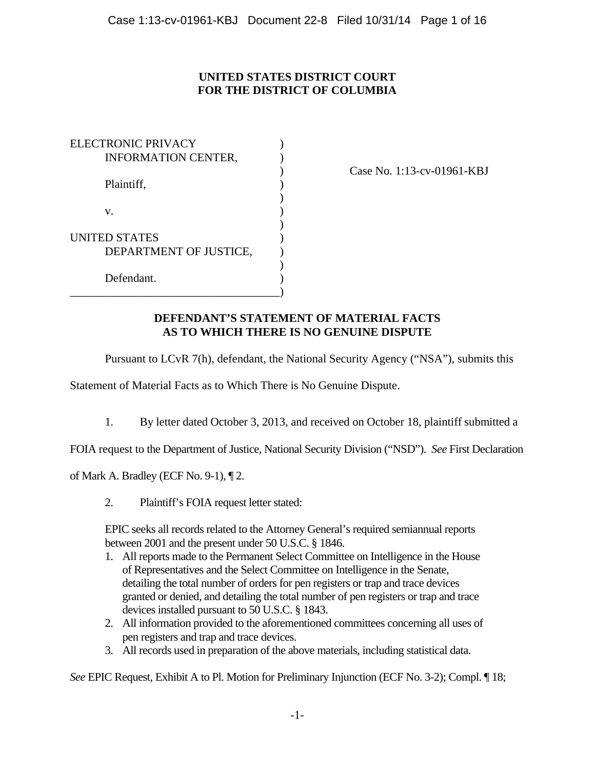**UNITED STATES DISTRICT COURT**
**FOR THE DISTRICT OF COLUMBIA**

ELECTRONIC PRIVACY INFORMATION CENTER,

Plaintiff,

v.

UNITED STATES DEPARTMENT OF JUSTICE,

Defendant.

Case No. 1:13-cv-01961-KBJ

**DEFENDANT'S STATEMENT OF MATERIAL FACTS AS TO WHICH THERE IS NO GENUINE DISPUTE**

Pursuant to LCvR 7(h), defendant, the National Security Agency ("NSA"), submits this Statement of Material Facts as to Which There is No Genuine Dispute.

1. By letter dated October 3, 2013, and received on October 18, plaintiff submitted a FOIA request to the Department of Justice, National Security Division ("NSD"). *See* First Declaration of Mark A. Bradley (ECF No. 9-1), ¶ 2.

2. Plaintiff's FOIA request letter stated:

> EPIC seeks all records related to the Attorney General's required semiannual reports between 2001 and the present under 50 U.S.C. § 1846.
>
> 1. All reports made to the Permanent Select Committee on Intelligence in the House of Representatives and the Select Committee on Intelligence in the Senate, detailing the total number of orders for pen registers or trap and trace devices granted or denied, and detailing the total number of pen registers or trap and trace devices installed pursuant to 50 U.S.C. § 1843.
> 2. All information provided to the aforementioned committees concerning all uses of pen registers and trap and trace devices.
> 3. All records used in preparation of the above materials, including statistical data.

*See* EPIC Request, Exhibit A to Pl. Motion for Preliminary Injunction (ECF No. 3-2); Compl. ¶ 18;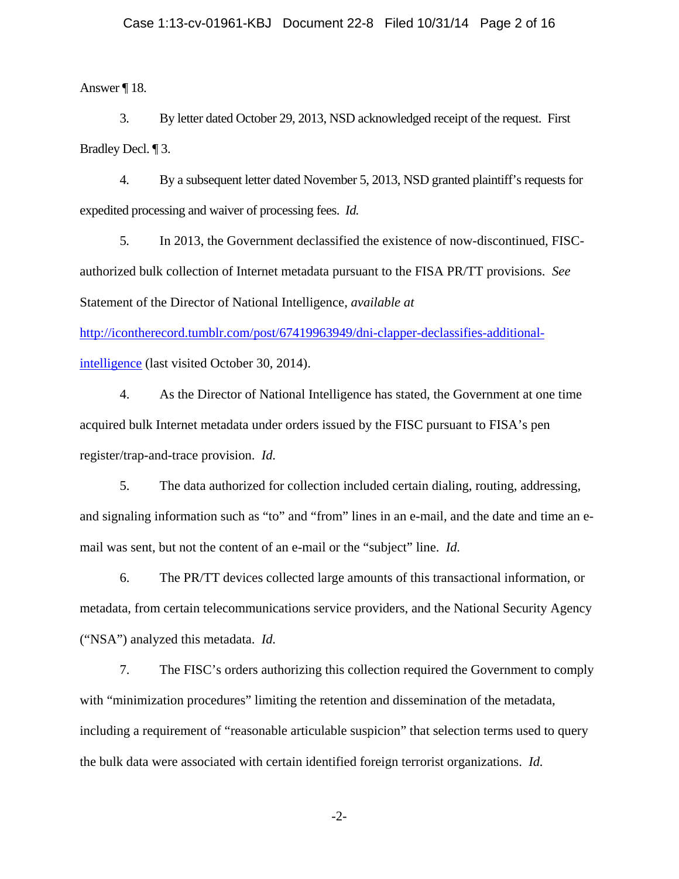Answer ¶ 18.

3. By letter dated October 29, 2013, NSD acknowledged receipt of the request. First Bradley Decl. ¶ 3.

4. By a subsequent letter dated November 5, 2013, NSD granted plaintiff's requests for expedited processing and waiver of processing fees. *Id.*

5. In 2013, the Government declassified the existence of now-discontinued, FISC-authorized bulk collection of Internet metadata pursuant to the FISA PR/TT provisions. *See* Statement of the Director of National Intelligence, *available at* [http://icontherecord.tumblr.com/post/67419963949/dni-clapper-declassifies-additional-intelligence](http://icontherecord.tumblr.com/post/67419963949/dni-clapper-declassifies-additional-intelligence) (last visited October 30, 2014).

4. As the Director of National Intelligence has stated, the Government at one time acquired bulk Internet metadata under orders issued by the FISC pursuant to FISA's pen register/trap-and-trace provision. *Id.*

5. The data authorized for collection included certain dialing, routing, addressing, and signaling information such as "to" and "from" lines in an e-mail, and the date and time an e-mail was sent, but not the content of an e-mail or the "subject" line. *Id.*

6. The PR/TT devices collected large amounts of this transactional information, or metadata, from certain telecommunications service providers, and the National Security Agency ("NSA") analyzed this metadata. *Id.*

7. The FISC's orders authorizing this collection required the Government to comply with "minimization procedures" limiting the retention and dissemination of the metadata, including a requirement of "reasonable articulable suspicion" that selection terms used to query the bulk data were associated with certain identified foreign terrorist organizations. *Id.*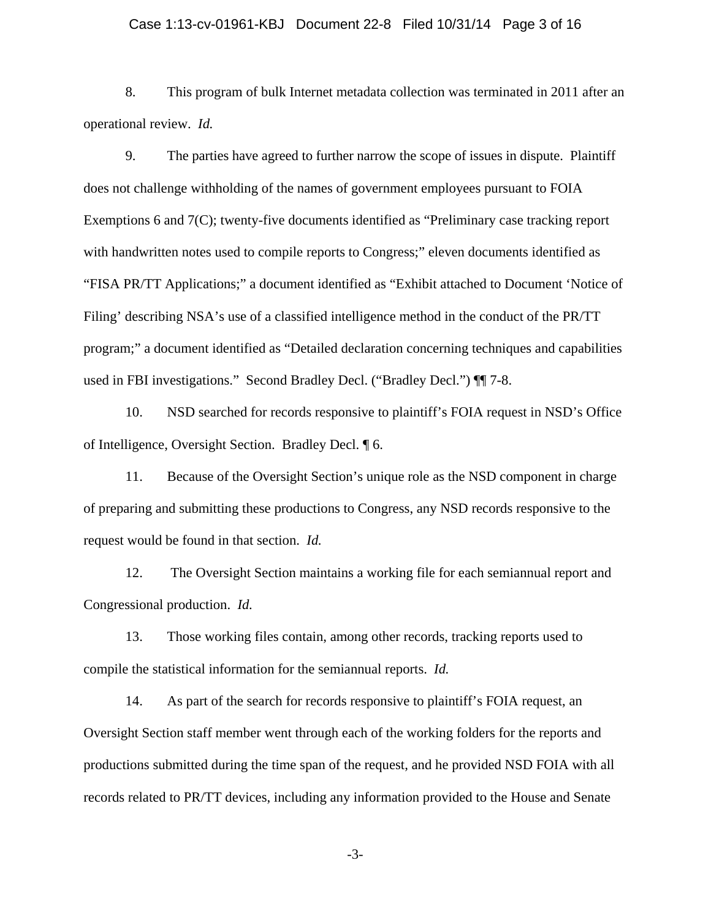8. This program of bulk Internet metadata collection was terminated in 2011 after an operational review. *Id.*

9. The parties have agreed to further narrow the scope of issues in dispute. Plaintiff does not challenge withholding of the names of government employees pursuant to FOIA Exemptions 6 and 7(C); twenty-five documents identified as "Preliminary case tracking report with handwritten notes used to compile reports to Congress;" eleven documents identified as "FISA PR/TT Applications;" a document identified as "Exhibit attached to Document 'Notice of Filing' describing NSA's use of a classified intelligence method in the conduct of the PR/TT program;" a document identified as "Detailed declaration concerning techniques and capabilities used in FBI investigations." Second Bradley Decl. ("Bradley Decl.") ¶¶ 7-8.

10. NSD searched for records responsive to plaintiff's FOIA request in NSD's Office of Intelligence, Oversight Section. Bradley Decl. ¶ 6.

11. Because of the Oversight Section's unique role as the NSD component in charge of preparing and submitting these productions to Congress, any NSD records responsive to the request would be found in that section. *Id.*

12. The Oversight Section maintains a working file for each semiannual report and Congressional production. *Id.*

13. Those working files contain, among other records, tracking reports used to compile the statistical information for the semiannual reports. *Id.*

14. As part of the search for records responsive to plaintiff's FOIA request, an Oversight Section staff member went through each of the working folders for the reports and productions submitted during the time span of the request, and he provided NSD FOIA with all records related to PR/TT devices, including any information provided to the House and Senate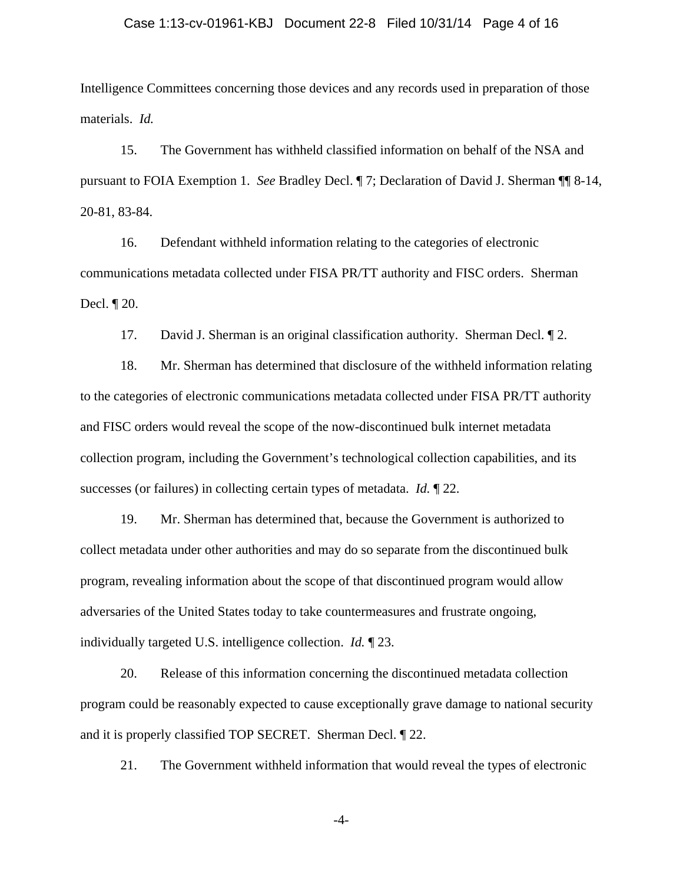Intelligence Committees concerning those devices and any records used in preparation of those materials. *Id.*

15. The Government has withheld classified information on behalf of the NSA and pursuant to FOIA Exemption 1. *See* Bradley Decl. ¶ 7; Declaration of David J. Sherman ¶¶ 8-14, 20-81, 83-84.

16. Defendant withheld information relating to the categories of electronic communications metadata collected under FISA PR/TT authority and FISC orders. Sherman Decl. ¶ 20.

17. David J. Sherman is an original classification authority. Sherman Decl. ¶ 2.

18. Mr. Sherman has determined that disclosure of the withheld information relating to the categories of electronic communications metadata collected under FISA PR/TT authority and FISC orders would reveal the scope of the now-discontinued bulk internet metadata collection program, including the Government's technological collection capabilities, and its successes (or failures) in collecting certain types of metadata. *Id.* ¶ 22.

19. Mr. Sherman has determined that, because the Government is authorized to collect metadata under other authorities and may do so separate from the discontinued bulk program, revealing information about the scope of that discontinued program would allow adversaries of the United States today to take countermeasures and frustrate ongoing, individually targeted U.S. intelligence collection. *Id.* ¶ 23.

20. Release of this information concerning the discontinued metadata collection program could be reasonably expected to cause exceptionally grave damage to national security and it is properly classified TOP SECRET. Sherman Decl. ¶ 22.

21. The Government withheld information that would reveal the types of electronic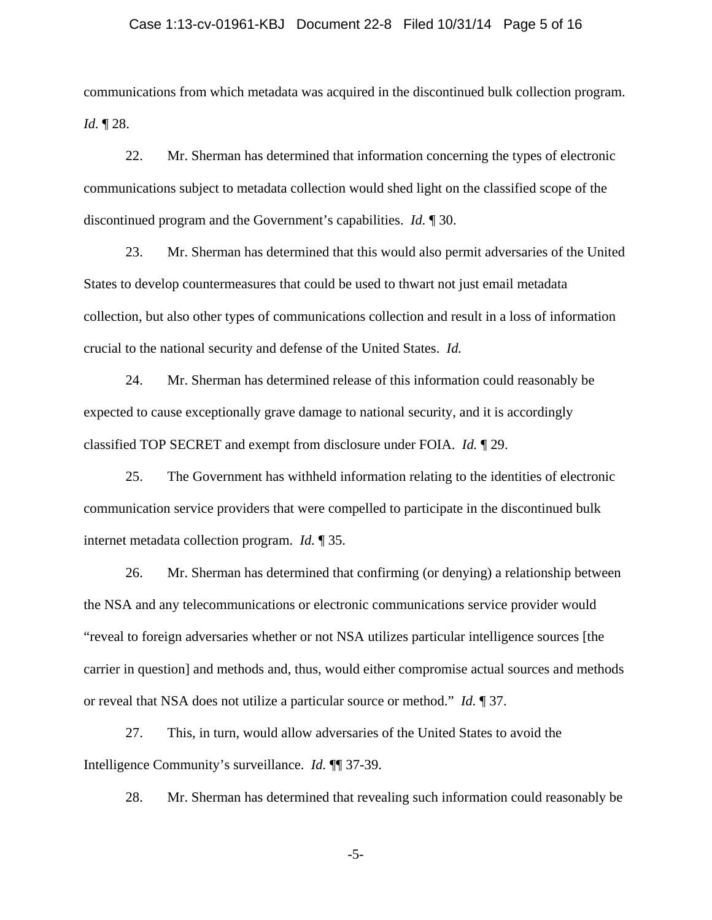communications from which metadata was acquired in the discontinued bulk collection program. *Id.* ¶ 28.

22. Mr. Sherman has determined that information concerning the types of electronic communications subject to metadata collection would shed light on the classified scope of the discontinued program and the Government's capabilities. *Id.* ¶ 30.

23. Mr. Sherman has determined that this would also permit adversaries of the United States to develop countermeasures that could be used to thwart not just email metadata collection, but also other types of communications collection and result in a loss of information crucial to the national security and defense of the United States. *Id.*

24. Mr. Sherman has determined release of this information could reasonably be expected to cause exceptionally grave damage to national security, and it is accordingly classified TOP SECRET and exempt from disclosure under FOIA. *Id.* ¶ 29.

25. The Government has withheld information relating to the identities of electronic communication service providers that were compelled to participate in the discontinued bulk internet metadata collection program. *Id.* ¶ 35.

26. Mr. Sherman has determined that confirming (or denying) a relationship between the NSA and any telecommunications or electronic communications service provider would "reveal to foreign adversaries whether or not NSA utilizes particular intelligence sources [the carrier in question] and methods and, thus, would either compromise actual sources and methods or reveal that NSA does not utilize a particular source or method." *Id.* ¶ 37.

27. This, in turn, would allow adversaries of the United States to avoid the Intelligence Community's surveillance. *Id.* ¶¶ 37-39.

28. Mr. Sherman has determined that revealing such information could reasonably be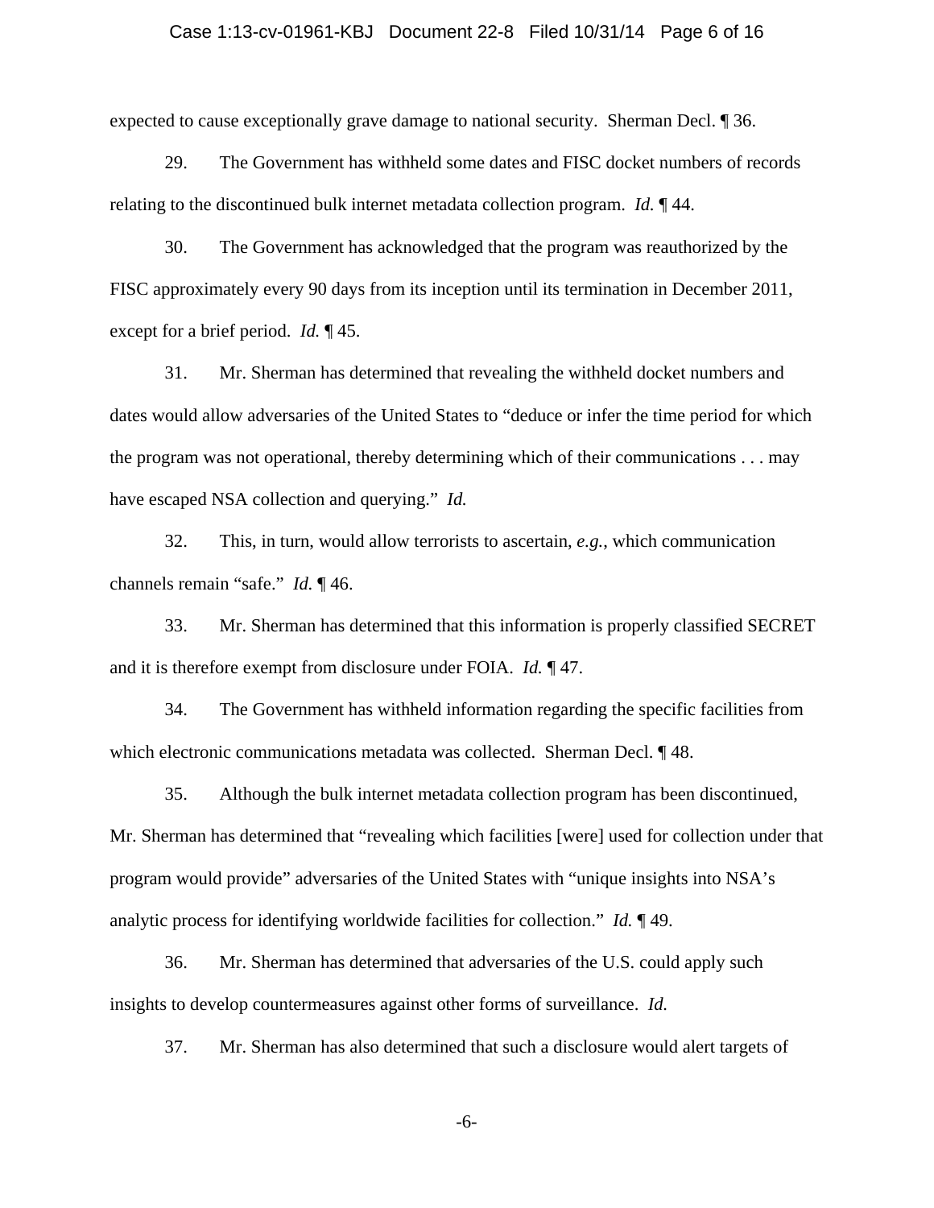expected to cause exceptionally grave damage to national security. Sherman Decl. ¶ 36.

29. The Government has withheld some dates and FISC docket numbers of records relating to the discontinued bulk internet metadata collection program. *Id.* ¶ 44.

30. The Government has acknowledged that the program was reauthorized by the FISC approximately every 90 days from its inception until its termination in December 2011, except for a brief period. *Id.* ¶ 45.

31. Mr. Sherman has determined that revealing the withheld docket numbers and dates would allow adversaries of the United States to "deduce or infer the time period for which the program was not operational, thereby determining which of their communications . . . may have escaped NSA collection and querying." *Id.*

32. This, in turn, would allow terrorists to ascertain, *e.g.*, which communication channels remain "safe." *Id.* ¶ 46.

33. Mr. Sherman has determined that this information is properly classified SECRET and it is therefore exempt from disclosure under FOIA. *Id.* ¶ 47.

34. The Government has withheld information regarding the specific facilities from which electronic communications metadata was collected. Sherman Decl. ¶ 48.

35. Although the bulk internet metadata collection program has been discontinued, Mr. Sherman has determined that "revealing which facilities [were] used for collection under that program would provide" adversaries of the United States with "unique insights into NSA's analytic process for identifying worldwide facilities for collection." *Id.* ¶ 49.

36. Mr. Sherman has determined that adversaries of the U.S. could apply such insights to develop countermeasures against other forms of surveillance. *Id.*

37. Mr. Sherman has also determined that such a disclosure would alert targets of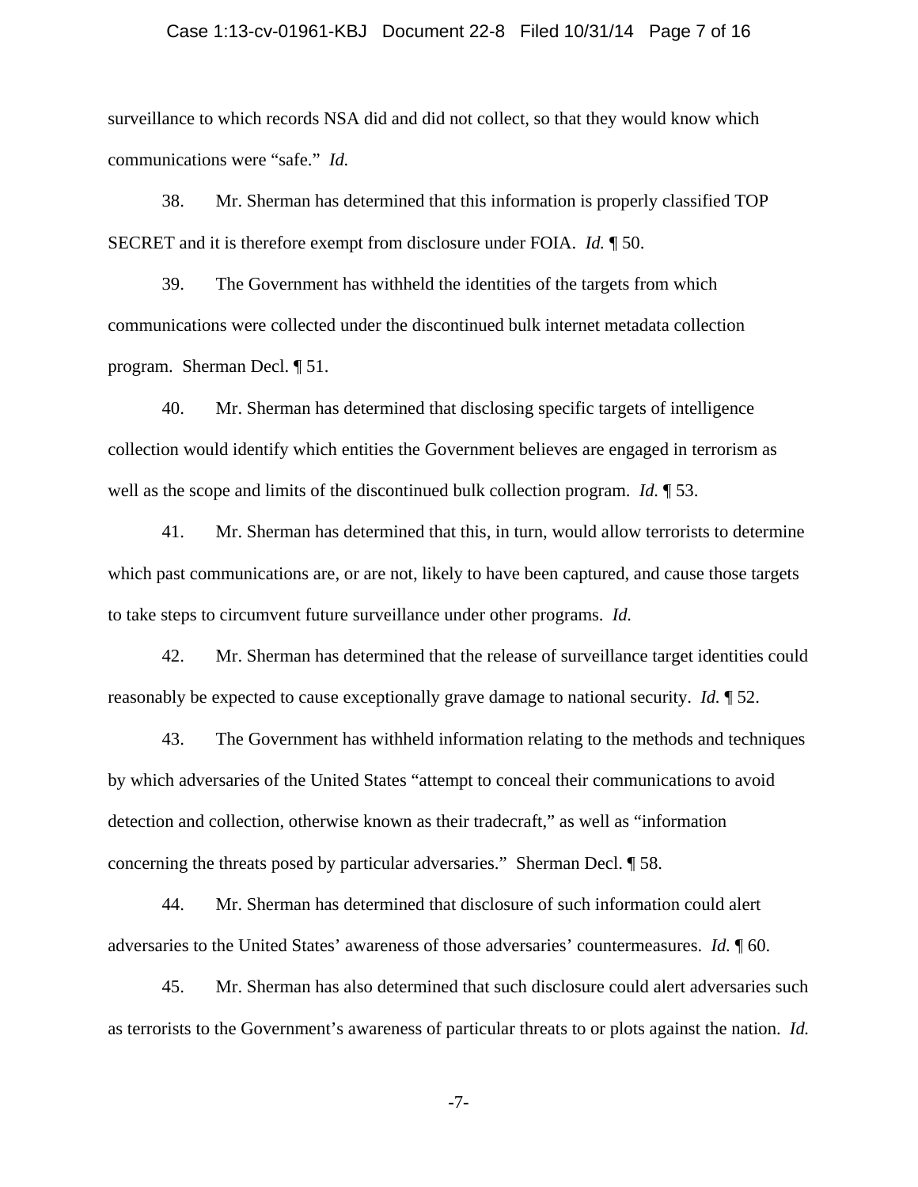surveillance to which records NSA did and did not collect, so that they would know which communications were "safe." *Id.*

38. Mr. Sherman has determined that this information is properly classified TOP SECRET and it is therefore exempt from disclosure under FOIA. *Id.* ¶ 50.

39. The Government has withheld the identities of the targets from which communications were collected under the discontinued bulk internet metadata collection program. Sherman Decl. ¶ 51.

40. Mr. Sherman has determined that disclosing specific targets of intelligence collection would identify which entities the Government believes are engaged in terrorism as well as the scope and limits of the discontinued bulk collection program. *Id.* ¶ 53.

41. Mr. Sherman has determined that this, in turn, would allow terrorists to determine which past communications are, or are not, likely to have been captured, and cause those targets to take steps to circumvent future surveillance under other programs. *Id.*

42. Mr. Sherman has determined that the release of surveillance target identities could reasonably be expected to cause exceptionally grave damage to national security. *Id.* ¶ 52.

43. The Government has withheld information relating to the methods and techniques by which adversaries of the United States "attempt to conceal their communications to avoid detection and collection, otherwise known as their tradecraft," as well as "information concerning the threats posed by particular adversaries." Sherman Decl. ¶ 58.

44. Mr. Sherman has determined that disclosure of such information could alert adversaries to the United States' awareness of those adversaries' countermeasures. *Id.* ¶ 60.

45. Mr. Sherman has also determined that such disclosure could alert adversaries such as terrorists to the Government's awareness of particular threats to or plots against the nation. *Id.*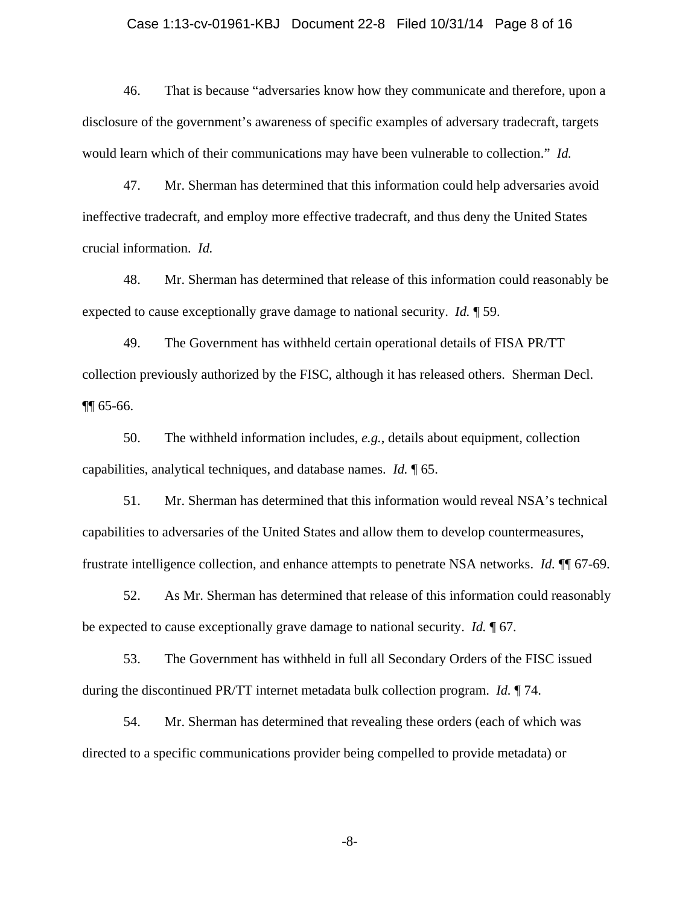46. That is because "adversaries know how they communicate and therefore, upon a disclosure of the government's awareness of specific examples of adversary tradecraft, targets would learn which of their communications may have been vulnerable to collection." *Id.*

47. Mr. Sherman has determined that this information could help adversaries avoid ineffective tradecraft, and employ more effective tradecraft, and thus deny the United States crucial information. *Id.*

48. Mr. Sherman has determined that release of this information could reasonably be expected to cause exceptionally grave damage to national security. *Id.* ¶ 59.

49. The Government has withheld certain operational details of FISA PR/TT collection previously authorized by the FISC, although it has released others. Sherman Decl. ¶¶ 65-66.

50. The withheld information includes, *e.g.*, details about equipment, collection capabilities, analytical techniques, and database names. *Id.* ¶ 65.

51. Mr. Sherman has determined that this information would reveal NSA's technical capabilities to adversaries of the United States and allow them to develop countermeasures, frustrate intelligence collection, and enhance attempts to penetrate NSA networks. *Id.* ¶¶ 67-69.

52. As Mr. Sherman has determined that release of this information could reasonably be expected to cause exceptionally grave damage to national security. *Id.* ¶ 67.

53. The Government has withheld in full all Secondary Orders of the FISC issued during the discontinued PR/TT internet metadata bulk collection program. *Id.* ¶ 74.

54. Mr. Sherman has determined that revealing these orders (each of which was directed to a specific communications provider being compelled to provide metadata) or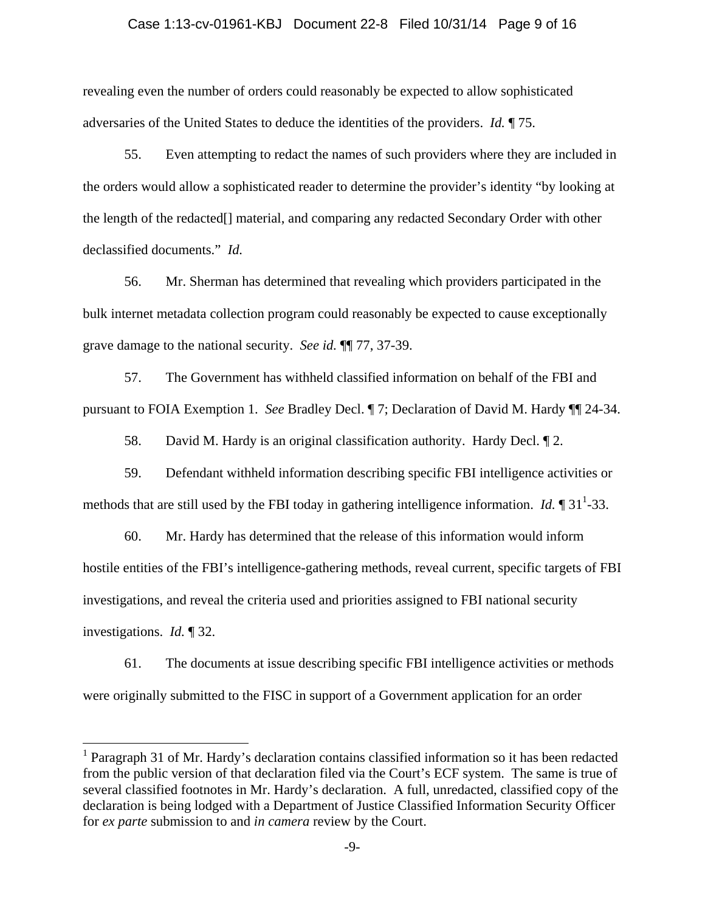revealing even the number of orders could reasonably be expected to allow sophisticated adversaries of the United States to deduce the identities of the providers. *Id.* ¶ 75.

55. Even attempting to redact the names of such providers where they are included in the orders would allow a sophisticated reader to determine the provider's identity "by looking at the length of the redacted[] material, and comparing any redacted Secondary Order with other declassified documents." *Id.*

56. Mr. Sherman has determined that revealing which providers participated in the bulk internet metadata collection program could reasonably be expected to cause exceptionally grave damage to the national security. *See id.* ¶¶ 77, 37-39.

57. The Government has withheld classified information on behalf of the FBI and pursuant to FOIA Exemption 1. *See* Bradley Decl. ¶ 7; Declaration of David M. Hardy ¶¶ 24-34.

58. David M. Hardy is an original classification authority. Hardy Decl. ¶ 2.

59. Defendant withheld information describing specific FBI intelligence activities or methods that are still used by the FBI today in gathering intelligence information. *Id.* ¶ 31[1]-33.

60. Mr. Hardy has determined that the release of this information would inform hostile entities of the FBI's intelligence-gathering methods, reveal current, specific targets of FBI investigations, and reveal the criteria used and priorities assigned to FBI national security investigations. *Id.* ¶ 32.

61. The documents at issue describing specific FBI intelligence activities or methods were originally submitted to the FISC in support of a Government application for an order

---

[1] Paragraph 31 of Mr. Hardy's declaration contains classified information so it has been redacted from the public version of that declaration filed via the Court's ECF system. The same is true of several classified footnotes in Mr. Hardy's declaration. A full, unredacted, classified copy of the declaration is being lodged with a Department of Justice Classified Information Security Officer for *ex parte* submission to and *in camera* review by the Court.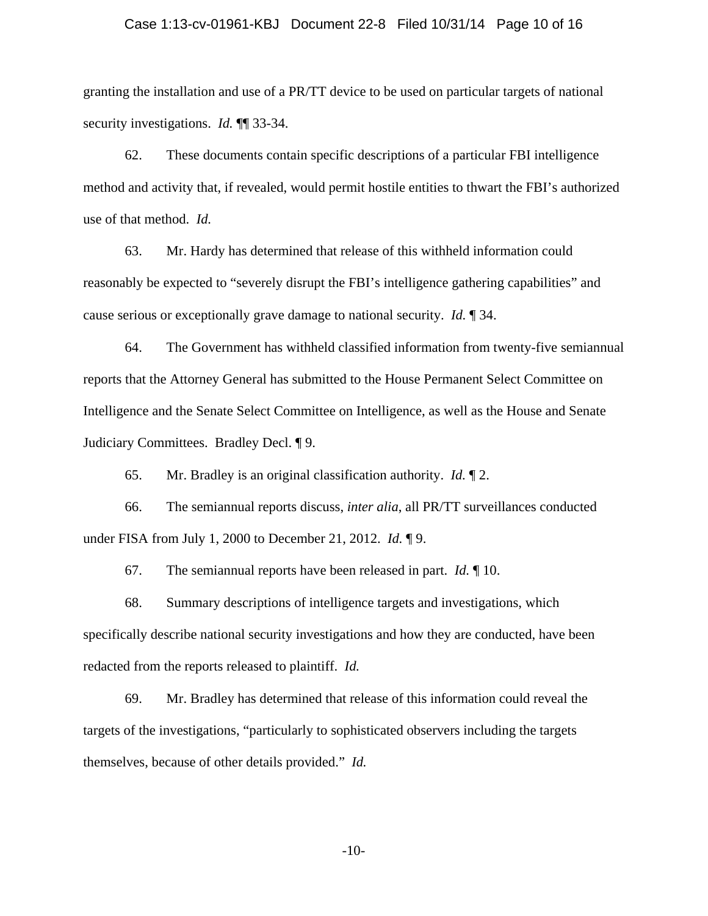granting the installation and use of a PR/TT device to be used on particular targets of national security investigations. *Id.* ¶¶ 33-34.

62. These documents contain specific descriptions of a particular FBI intelligence method and activity that, if revealed, would permit hostile entities to thwart the FBI's authorized use of that method. *Id.*

63. Mr. Hardy has determined that release of this withheld information could reasonably be expected to "severely disrupt the FBI's intelligence gathering capabilities" and cause serious or exceptionally grave damage to national security. *Id.* ¶ 34.

64. The Government has withheld classified information from twenty-five semiannual reports that the Attorney General has submitted to the House Permanent Select Committee on Intelligence and the Senate Select Committee on Intelligence, as well as the House and Senate Judiciary Committees. Bradley Decl. ¶ 9.

65. Mr. Bradley is an original classification authority. *Id.* ¶ 2.

66. The semiannual reports discuss, *inter alia*, all PR/TT surveillances conducted under FISA from July 1, 2000 to December 21, 2012. *Id.* ¶ 9.

67. The semiannual reports have been released in part. *Id.* ¶ 10.

68. Summary descriptions of intelligence targets and investigations, which specifically describe national security investigations and how they are conducted, have been redacted from the reports released to plaintiff. *Id.*

69. Mr. Bradley has determined that release of this information could reveal the targets of the investigations, "particularly to sophisticated observers including the targets themselves, because of other details provided." *Id.*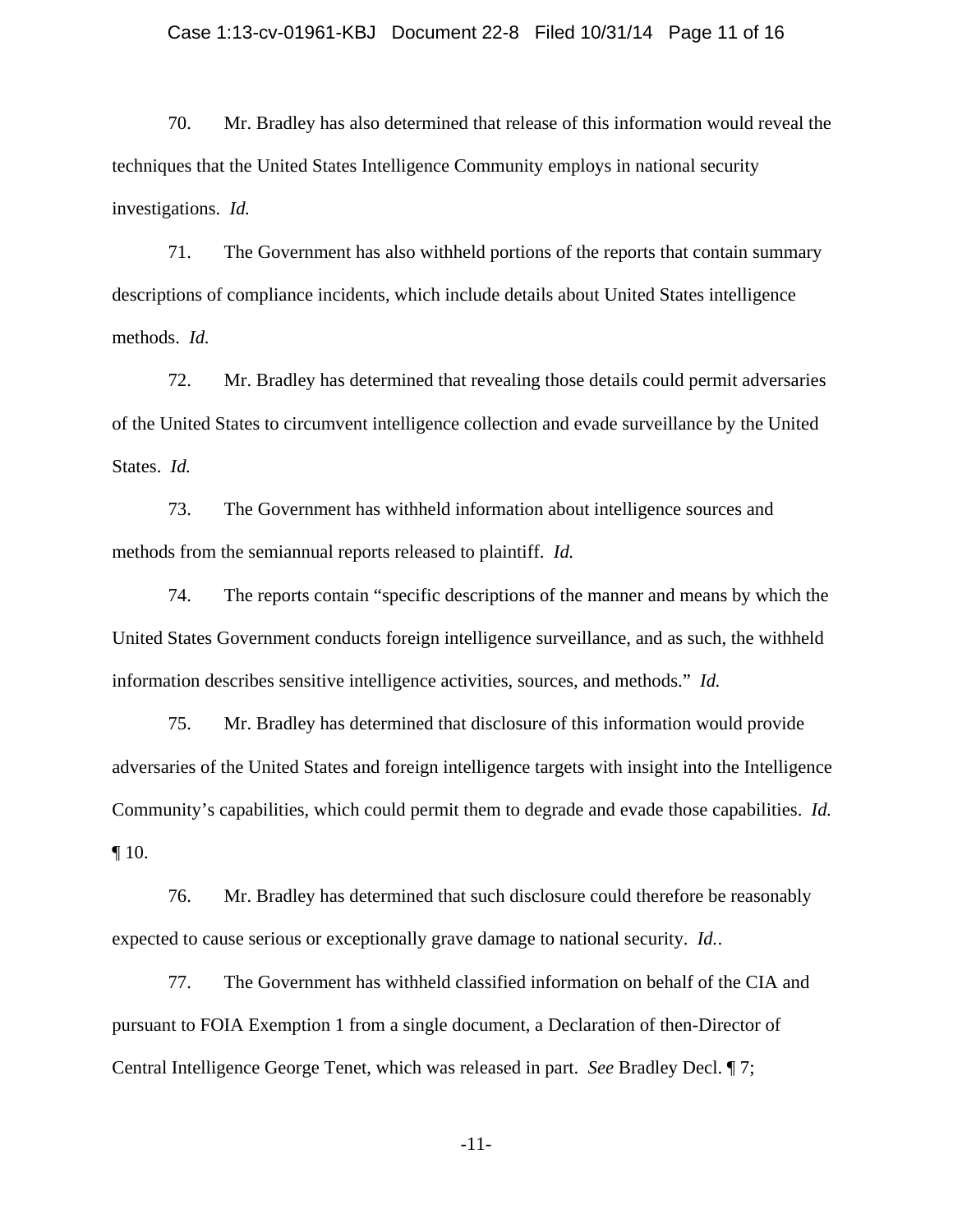70. Mr. Bradley has also determined that release of this information would reveal the techniques that the United States Intelligence Community employs in national security investigations. *Id.*

71. The Government has also withheld portions of the reports that contain summary descriptions of compliance incidents, which include details about United States intelligence methods. *Id.*

72. Mr. Bradley has determined that revealing those details could permit adversaries of the United States to circumvent intelligence collection and evade surveillance by the United States. *Id.*

73. The Government has withheld information about intelligence sources and methods from the semiannual reports released to plaintiff. *Id.*

74. The reports contain "specific descriptions of the manner and means by which the United States Government conducts foreign intelligence surveillance, and as such, the withheld information describes sensitive intelligence activities, sources, and methods." *Id.*

75. Mr. Bradley has determined that disclosure of this information would provide adversaries of the United States and foreign intelligence targets with insight into the Intelligence Community's capabilities, which could permit them to degrade and evade those capabilities. *Id.* ¶ 10.

76. Mr. Bradley has determined that such disclosure could therefore be reasonably expected to cause serious or exceptionally grave damage to national security. *Id.*.

77. The Government has withheld classified information on behalf of the CIA and pursuant to FOIA Exemption 1 from a single document, a Declaration of then-Director of Central Intelligence George Tenet, which was released in part. *See* Bradley Decl. ¶ 7;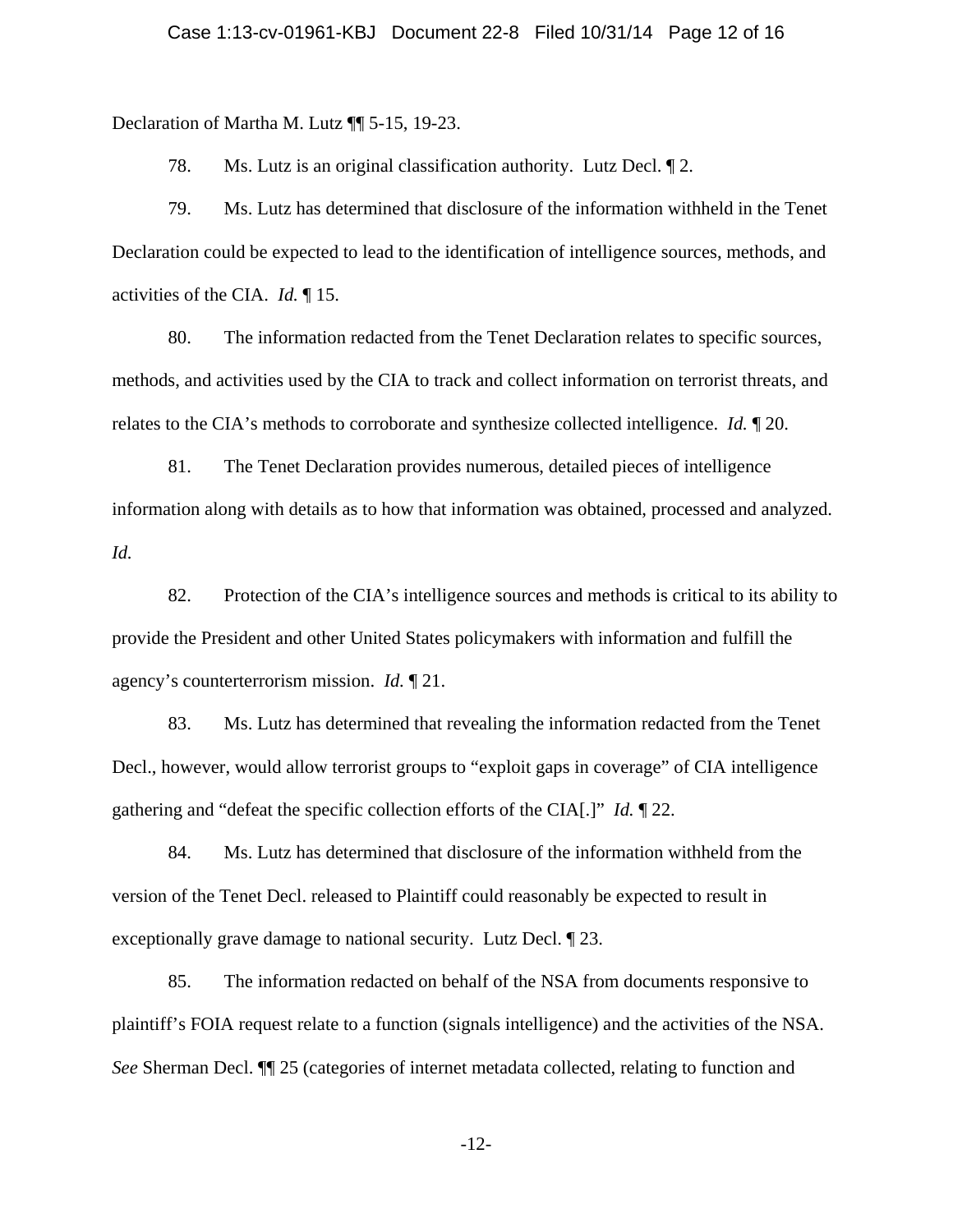Declaration of Martha M. Lutz ¶¶ 5-15, 19-23.

78. Ms. Lutz is an original classification authority. Lutz Decl. ¶ 2.

79. Ms. Lutz has determined that disclosure of the information withheld in the Tenet Declaration could be expected to lead to the identification of intelligence sources, methods, and activities of the CIA. *Id.* ¶ 15.

80. The information redacted from the Tenet Declaration relates to specific sources, methods, and activities used by the CIA to track and collect information on terrorist threats, and relates to the CIA's methods to corroborate and synthesize collected intelligence. *Id.* ¶ 20.

81. The Tenet Declaration provides numerous, detailed pieces of intelligence information along with details as to how that information was obtained, processed and analyzed. *Id.*

82. Protection of the CIA's intelligence sources and methods is critical to its ability to provide the President and other United States policymakers with information and fulfill the agency's counterterrorism mission. *Id.* ¶ 21.

83. Ms. Lutz has determined that revealing the information redacted from the Tenet Decl., however, would allow terrorist groups to "exploit gaps in coverage" of CIA intelligence gathering and "defeat the specific collection efforts of the CIA[.]" *Id.* ¶ 22.

84. Ms. Lutz has determined that disclosure of the information withheld from the version of the Tenet Decl. released to Plaintiff could reasonably be expected to result in exceptionally grave damage to national security. Lutz Decl. ¶ 23.

85. The information redacted on behalf of the NSA from documents responsive to plaintiff's FOIA request relate to a function (signals intelligence) and the activities of the NSA. *See* Sherman Decl. ¶¶ 25 (categories of internet metadata collected, relating to function and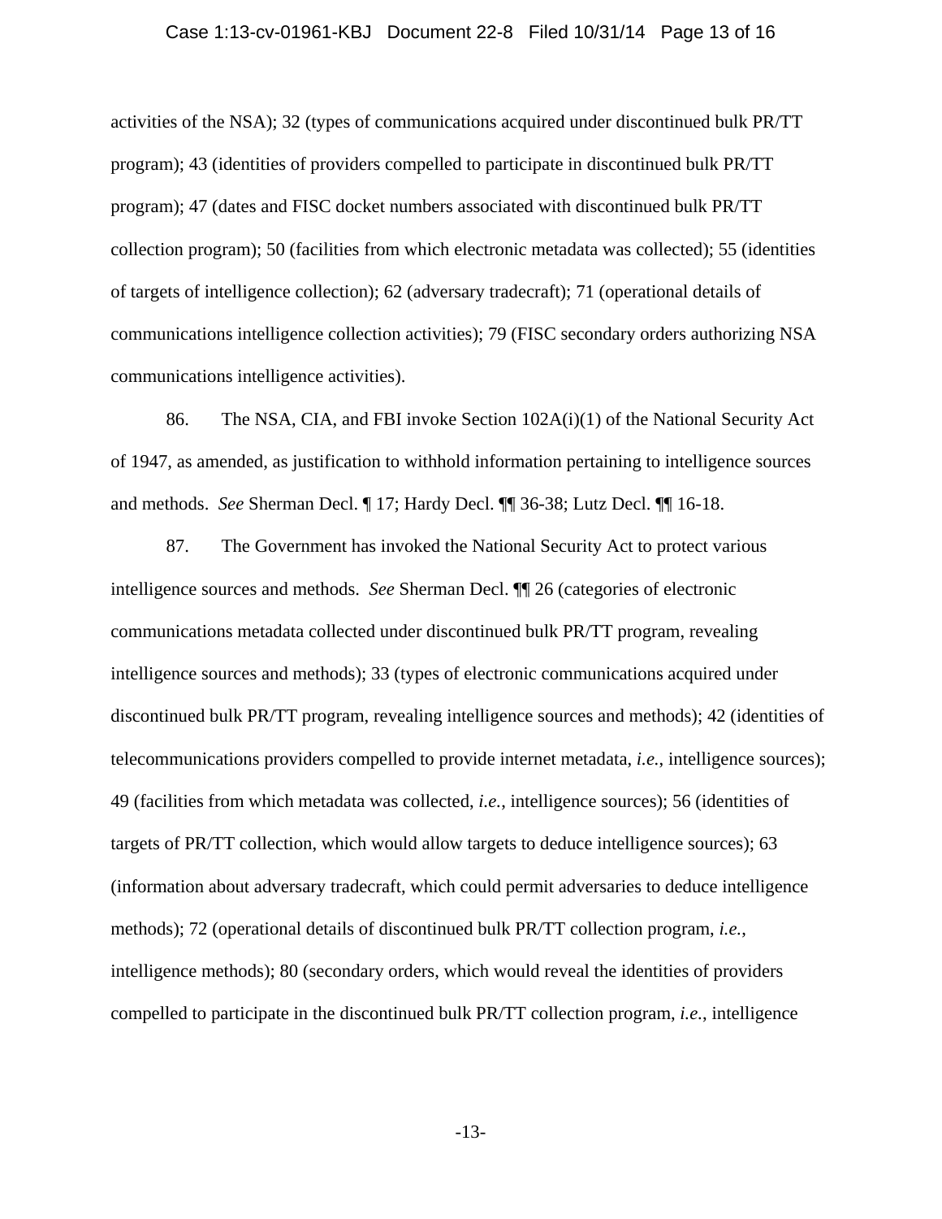activities of the NSA); 32 (types of communications acquired under discontinued bulk PR/TT program); 43 (identities of providers compelled to participate in discontinued bulk PR/TT program); 47 (dates and FISC docket numbers associated with discontinued bulk PR/TT collection program); 50 (facilities from which electronic metadata was collected); 55 (identities of targets of intelligence collection); 62 (adversary tradecraft); 71 (operational details of communications intelligence collection activities); 79 (FISC secondary orders authorizing NSA communications intelligence activities).

86. The NSA, CIA, and FBI invoke Section 102A(i)(1) of the National Security Act of 1947, as amended, as justification to withhold information pertaining to intelligence sources and methods. *See* Sherman Decl. ¶ 17; Hardy Decl. ¶¶ 36-38; Lutz Decl. ¶¶ 16-18.

87. The Government has invoked the National Security Act to protect various intelligence sources and methods. *See* Sherman Decl. ¶¶ 26 (categories of electronic communications metadata collected under discontinued bulk PR/TT program, revealing intelligence sources and methods); 33 (types of electronic communications acquired under discontinued bulk PR/TT program, revealing intelligence sources and methods); 42 (identities of telecommunications providers compelled to provide internet metadata, *i.e.*, intelligence sources); 49 (facilities from which metadata was collected, *i.e.*, intelligence sources); 56 (identities of targets of PR/TT collection, which would allow targets to deduce intelligence sources); 63 (information about adversary tradecraft, which could permit adversaries to deduce intelligence methods); 72 (operational details of discontinued bulk PR/TT collection program, *i.e.*, intelligence methods); 80 (secondary orders, which would reveal the identities of providers compelled to participate in the discontinued bulk PR/TT collection program, *i.e.*, intelligence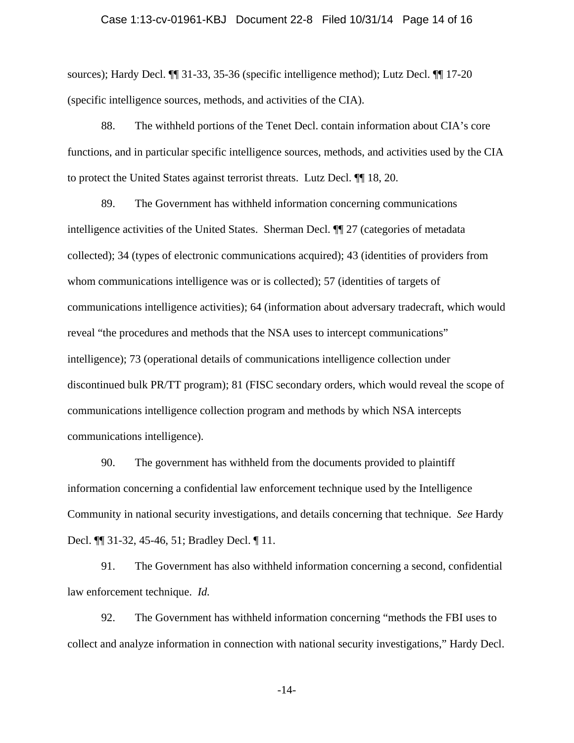sources); Hardy Decl. ¶¶ 31-33, 35-36 (specific intelligence method); Lutz Decl. ¶¶ 17-20 (specific intelligence sources, methods, and activities of the CIA).

88. The withheld portions of the Tenet Decl. contain information about CIA's core functions, and in particular specific intelligence sources, methods, and activities used by the CIA to protect the United States against terrorist threats. Lutz Decl. ¶¶ 18, 20.

89. The Government has withheld information concerning communications intelligence activities of the United States. Sherman Decl. ¶¶ 27 (categories of metadata collected); 34 (types of electronic communications acquired); 43 (identities of providers from whom communications intelligence was or is collected); 57 (identities of targets of communications intelligence activities); 64 (information about adversary tradecraft, which would reveal "the procedures and methods that the NSA uses to intercept communications" intelligence); 73 (operational details of communications intelligence collection under discontinued bulk PR/TT program); 81 (FISC secondary orders, which would reveal the scope of communications intelligence collection program and methods by which NSA intercepts communications intelligence).

90. The government has withheld from the documents provided to plaintiff information concerning a confidential law enforcement technique used by the Intelligence Community in national security investigations, and details concerning that technique. *See* Hardy Decl. ¶¶ 31-32, 45-46, 51; Bradley Decl. ¶ 11.

91. The Government has also withheld information concerning a second, confidential law enforcement technique. *Id.*

92. The Government has withheld information concerning "methods the FBI uses to collect and analyze information in connection with national security investigations," Hardy Decl.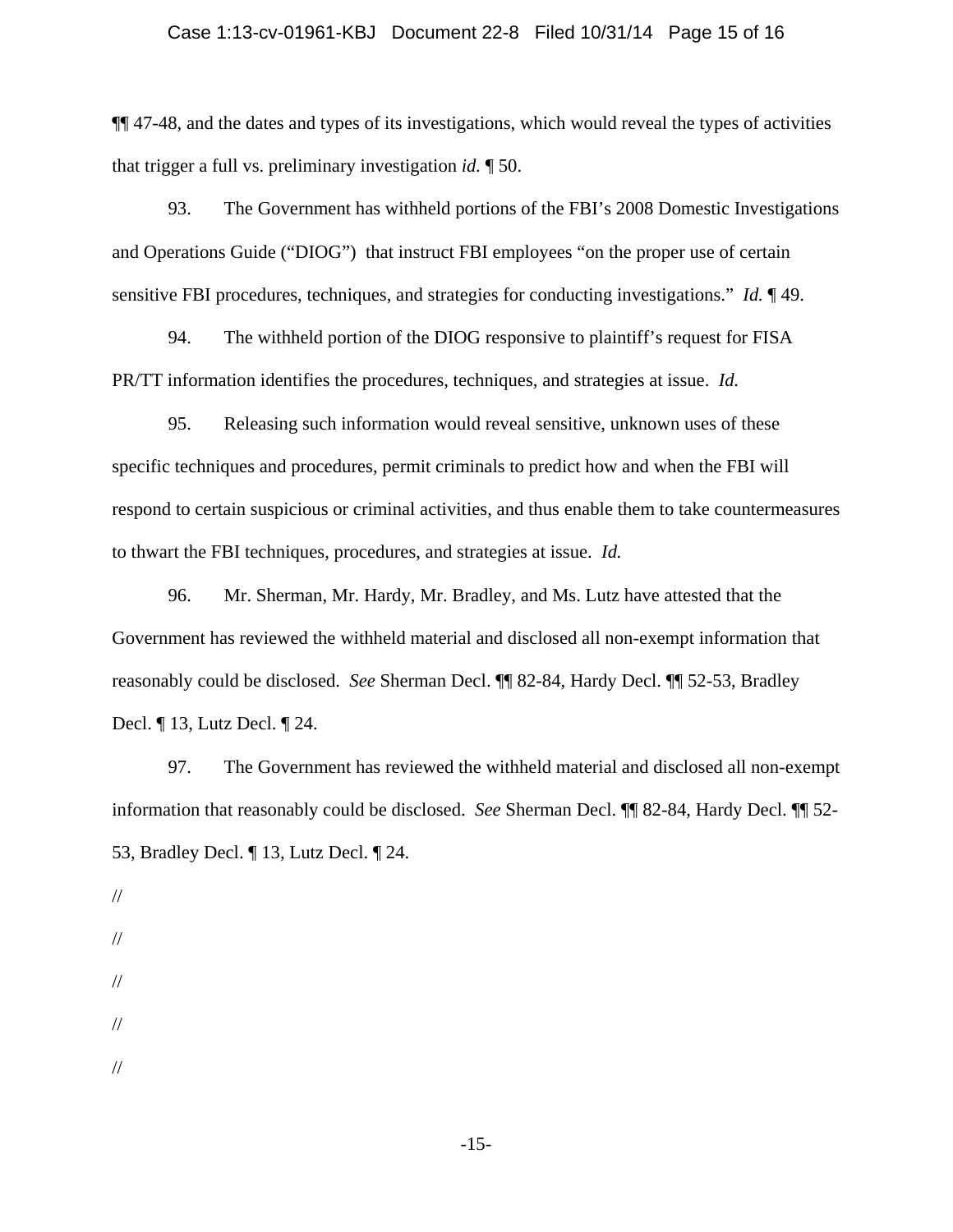¶¶ 47-48, and the dates and types of its investigations, which would reveal the types of activities that trigger a full vs. preliminary investigation *id.* ¶ 50.

93. The Government has withheld portions of the FBI's 2008 Domestic Investigations and Operations Guide ("DIOG") that instruct FBI employees "on the proper use of certain sensitive FBI procedures, techniques, and strategies for conducting investigations." *Id.* ¶ 49.

94. The withheld portion of the DIOG responsive to plaintiff's request for FISA PR/TT information identifies the procedures, techniques, and strategies at issue. *Id.*

95. Releasing such information would reveal sensitive, unknown uses of these specific techniques and procedures, permit criminals to predict how and when the FBI will respond to certain suspicious or criminal activities, and thus enable them to take countermeasures to thwart the FBI techniques, procedures, and strategies at issue. *Id.*

96. Mr. Sherman, Mr. Hardy, Mr. Bradley, and Ms. Lutz have attested that the Government has reviewed the withheld material and disclosed all non-exempt information that reasonably could be disclosed. *See* Sherman Decl. ¶¶ 82-84, Hardy Decl. ¶¶ 52-53, Bradley Decl. ¶ 13, Lutz Decl. ¶ 24.

97. The Government has reviewed the withheld material and disclosed all non-exempt information that reasonably could be disclosed. *See* Sherman Decl. ¶¶ 82-84, Hardy Decl. ¶¶ 52-53, Bradley Decl. ¶ 13, Lutz Decl. ¶ 24.

//

//

//

//

//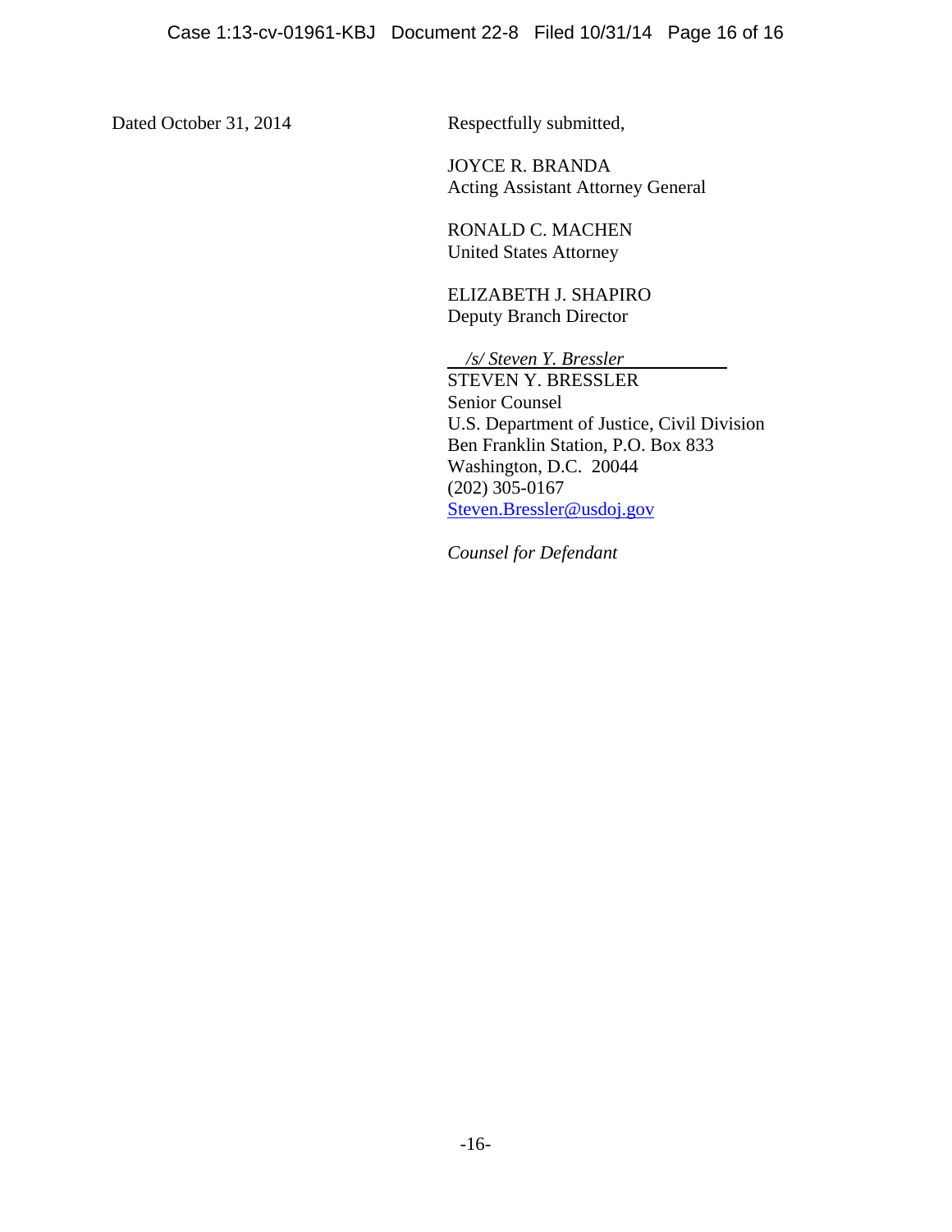Dated October 31, 2014

Respectfully submitted,

JOYCE R. BRANDA
Acting Assistant Attorney General

RONALD C. MACHEN
United States Attorney

ELIZABETH J. SHAPIRO
Deputy Branch Director

*/s/ Steven Y. Bressler*
STEVEN Y. BRESSLER
Senior Counsel
U.S. Department of Justice, Civil Division
Ben Franklin Station, P.O. Box 833
Washington, D.C. 20044
(202) 305-0167
Steven.Bressler@usdoj.gov

*Counsel for Defendant*